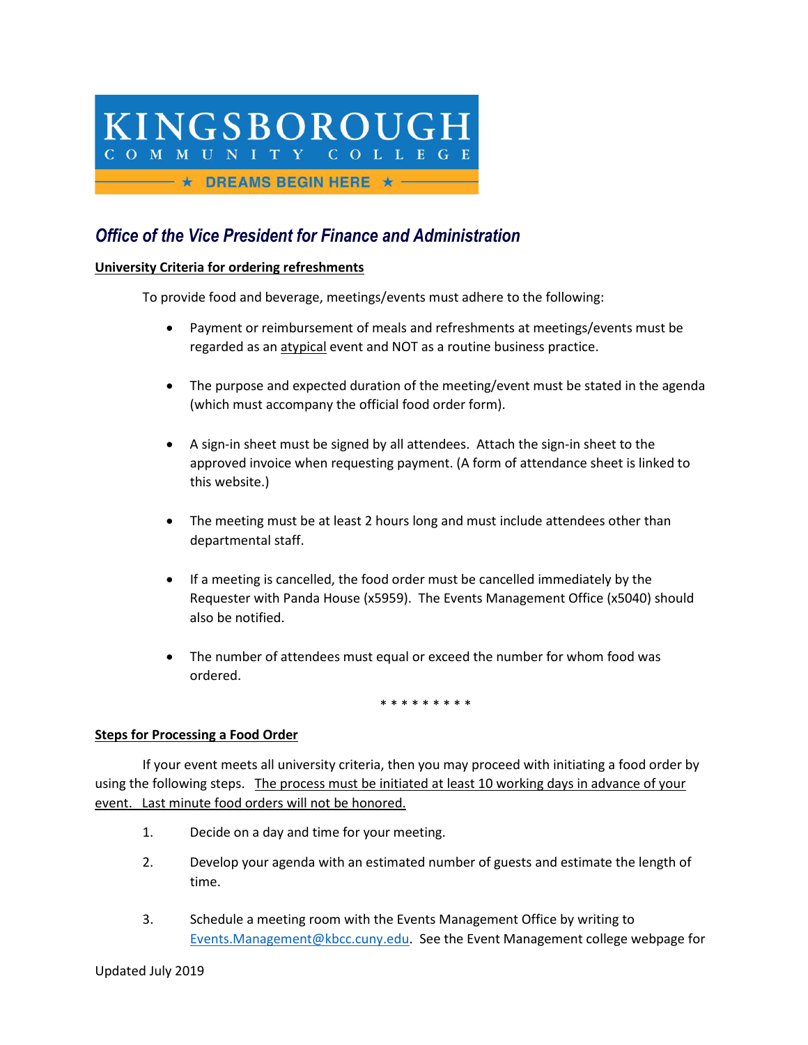KINGSBOROUGH COMMUNITY COLLEGE

★ DREAMS BEGIN HERE ★

## *Office of the Vice President for Finance and Administration*

**University Criteria for ordering refreshments**

To provide food and beverage, meetings/events must adhere to the following:

- Payment or reimbursement of meals and refreshments at meetings/events must be regarded as an atypical event and NOT as a routine business practice.
- The purpose and expected duration of the meeting/event must be stated in the agenda (which must accompany the official food order form).
- A sign-in sheet must be signed by all attendees. Attach the sign-in sheet to the approved invoice when requesting payment. (A form of attendance sheet is linked to this website.)
- The meeting must be at least 2 hours long and must include attendees other than departmental staff.
- If a meeting is cancelled, the food order must be cancelled immediately by the Requester with Panda House (x5959). The Events Management Office (x5040) should also be notified.
- The number of attendees must equal or exceed the number for whom food was ordered.

\* \* \* \* \* \* \* \* \*

**Steps for Processing a Food Order**

If your event meets all university criteria, then you may proceed with initiating a food order by using the following steps. The process must be initiated at least 10 working days in advance of your event. Last minute food orders will not be honored.

1. Decide on a day and time for your meeting.
2. Develop your agenda with an estimated number of guests and estimate the length of time.
3. Schedule a meeting room with the Events Management Office by writing to Events.Management@kbcc.cuny.edu. See the Event Management college webpage for

Updated July 2019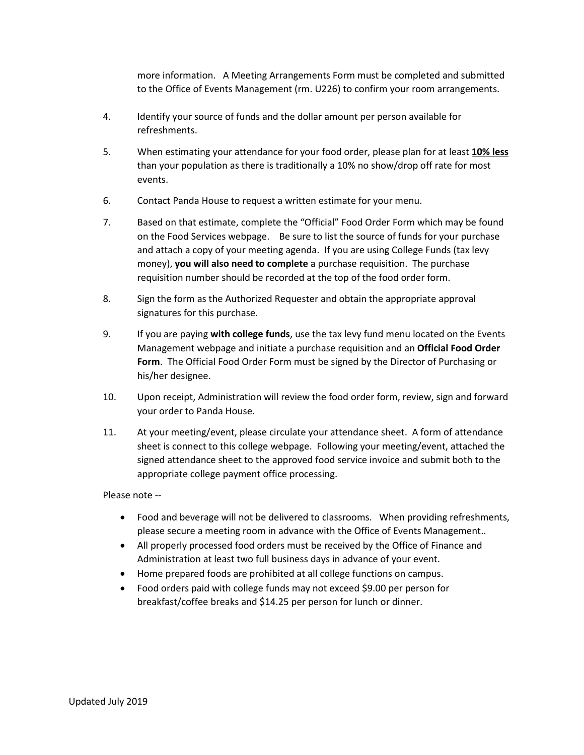more information. A Meeting Arrangements Form must be completed and submitted to the Office of Events Management (rm. U226) to confirm your room arrangements.

4. Identify your source of funds and the dollar amount per person available for refreshments.

5. When estimating your attendance for your food order, please plan for at least **<u>10% less</u>** than your population as there is traditionally a 10% no show/drop off rate for most events.

6. Contact Panda House to request a written estimate for your menu.

7. Based on that estimate, complete the "Official" Food Order Form which may be found on the Food Services webpage. Be sure to list the source of funds for your purchase and attach a copy of your meeting agenda. If you are using College Funds (tax levy money), **you will also need to complete** a purchase requisition. The purchase requisition number should be recorded at the top of the food order form.

8. Sign the form as the Authorized Requester and obtain the appropriate approval signatures for this purchase.

9. If you are paying **with college funds**, use the tax levy fund menu located on the Events Management webpage and initiate a purchase requisition and an **Official Food Order Form**. The Official Food Order Form must be signed by the Director of Purchasing or his/her designee.

10. Upon receipt, Administration will review the food order form, review, sign and forward your order to Panda House.

11. At your meeting/event, please circulate your attendance sheet. A form of attendance sheet is connect to this college webpage. Following your meeting/event, attached the signed attendance sheet to the approved food service invoice and submit both to the appropriate college payment office processing.

Please note --

- Food and beverage will not be delivered to classrooms. When providing refreshments, please secure a meeting room in advance with the Office of Events Management..
- All properly processed food orders must be received by the Office of Finance and Administration at least two full business days in advance of your event.
- Home prepared foods are prohibited at all college functions on campus.
- Food orders paid with college funds may not exceed $9.00 per person for breakfast/coffee breaks and $14.25 per person for lunch or dinner.

Updated July 2019